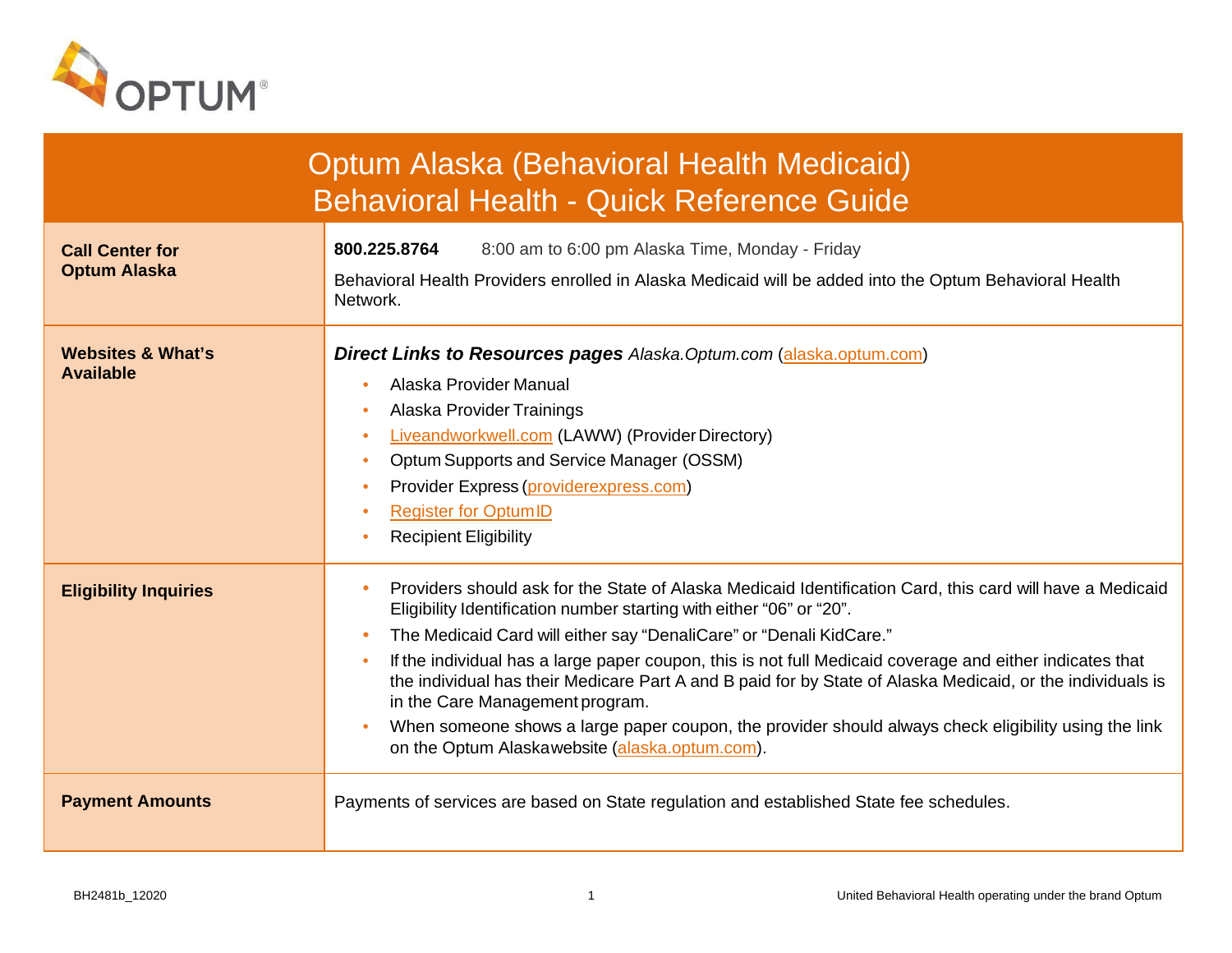# Optum Alaska (Behavioral Health Medicaid)
## Behavioral Health - Quick Reference Guide

| | |
|---|---|
| **Call Center for Optum Alaska** | **800.225.8764** 8:00 am to 6:00 pm Alaska Time, Monday - Friday<br><br>Behavioral Health Providers enrolled in Alaska Medicaid will be added into the Optum Behavioral Health Network. |
| **Websites & What's Available** | ***Direct Links to Resources pages*** *Alaska.Optum.com* (alaska.optum.com)<br>• Alaska Provider Manual<br>• Alaska Provider Trainings<br>• Liveandworkwell.com (LAWW) (Provider Directory)<br>• Optum Supports and Service Manager (OSSM)<br>• Provider Express (providerexpress.com)<br>• Register for Optum ID<br>• Recipient Eligibility |
| **Eligibility Inquiries** | • Providers should ask for the State of Alaska Medicaid Identification Card, this card will have a Medicaid Eligibility Identification number starting with either "06" or "20".<br>• The Medicaid Card will either say "DenaliCare" or "Denali KidCare."<br>• If the individual has a large paper coupon, this is not full Medicaid coverage and either indicates that the individual has their Medicare Part A and B paid for by State of Alaska Medicaid, or the individuals is in the Care Management program.<br>• When someone shows a large paper coupon, the provider should always check eligibility using the link on the Optum Alaska website (alaska.optum.com). |
| **Payment Amounts** | Payments of services are based on State regulation and established State fee schedules. |

BH2481b_12020

United Behavioral Health operating under the brand Optum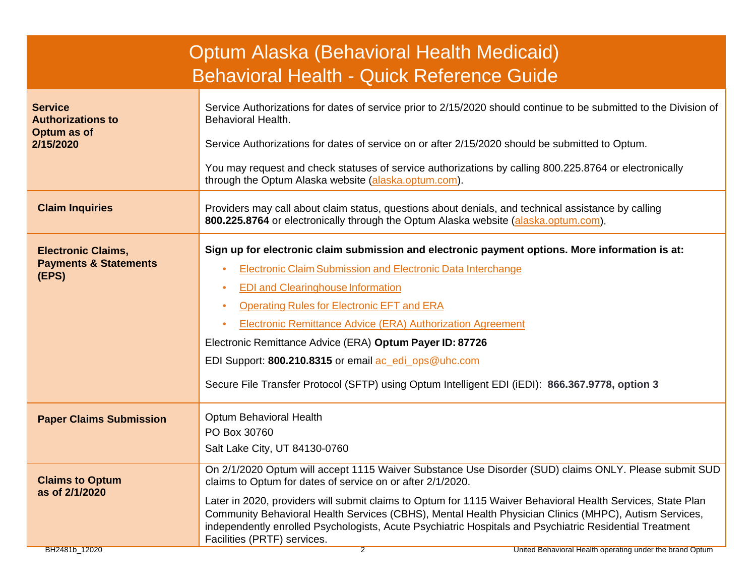# Optum Alaska (Behavioral Health Medicaid)
# Behavioral Health - Quick Reference Guide

| | |
|---|---|
| **Service Authorizations to Optum as of 2/15/2020** | Service Authorizations for dates of service prior to 2/15/2020 should continue to be submitted to the Division of Behavioral Health.<br><br>Service Authorizations for dates of service on or after 2/15/2020 should be submitted to Optum.<br><br>You may request and check statuses of service authorizations by calling 800.225.8764 or electronically through the Optum Alaska website (alaska.optum.com). |
| **Claim Inquiries** | Providers may call about claim status, questions about denials, and technical assistance by calling **800.225.8764** or electronically through the Optum Alaska website (alaska.optum.com). |
| **Electronic Claims, Payments & Statements (EPS)** | **Sign up for electronic claim submission and electronic payment options. More information is at:**<br>• Electronic Claim Submission and Electronic Data Interchange<br>• EDI and Clearinghouse Information<br>• Operating Rules for Electronic EFT and ERA<br>• Electronic Remittance Advice (ERA) Authorization Agreement<br><br>Electronic Remittance Advice (ERA) **Optum Payer ID: 87726**<br><br>EDI Support: **800.210.8315** or email ac_edi_ops@uhc.com<br><br>Secure File Transfer Protocol (SFTP) using Optum Intelligent EDI (iEDI): **866.367.9778, option 3** |
| **Paper Claims Submission** | Optum Behavioral Health<br>PO Box 30760<br>Salt Lake City, UT 84130-0760 |
| **Claims to Optum as of 2/1/2020** | On 2/1/2020 Optum will accept 1115 Waiver Substance Use Disorder (SUD) claims ONLY. Please submit SUD claims to Optum for dates of service on or after 2/1/2020.<br><br>Later in 2020, providers will submit claims to Optum for 1115 Waiver Behavioral Health Services, State Plan Community Behavioral Health Services (CBHS), Mental Health Physician Clinics (MHPC), Autism Services, independently enrolled Psychologists, Acute Psychiatric Hospitals and Psychiatric Residential Treatment Facilities (PRTF) services. |

BH2481b_12020

United Behavioral Health operating under the brand Optum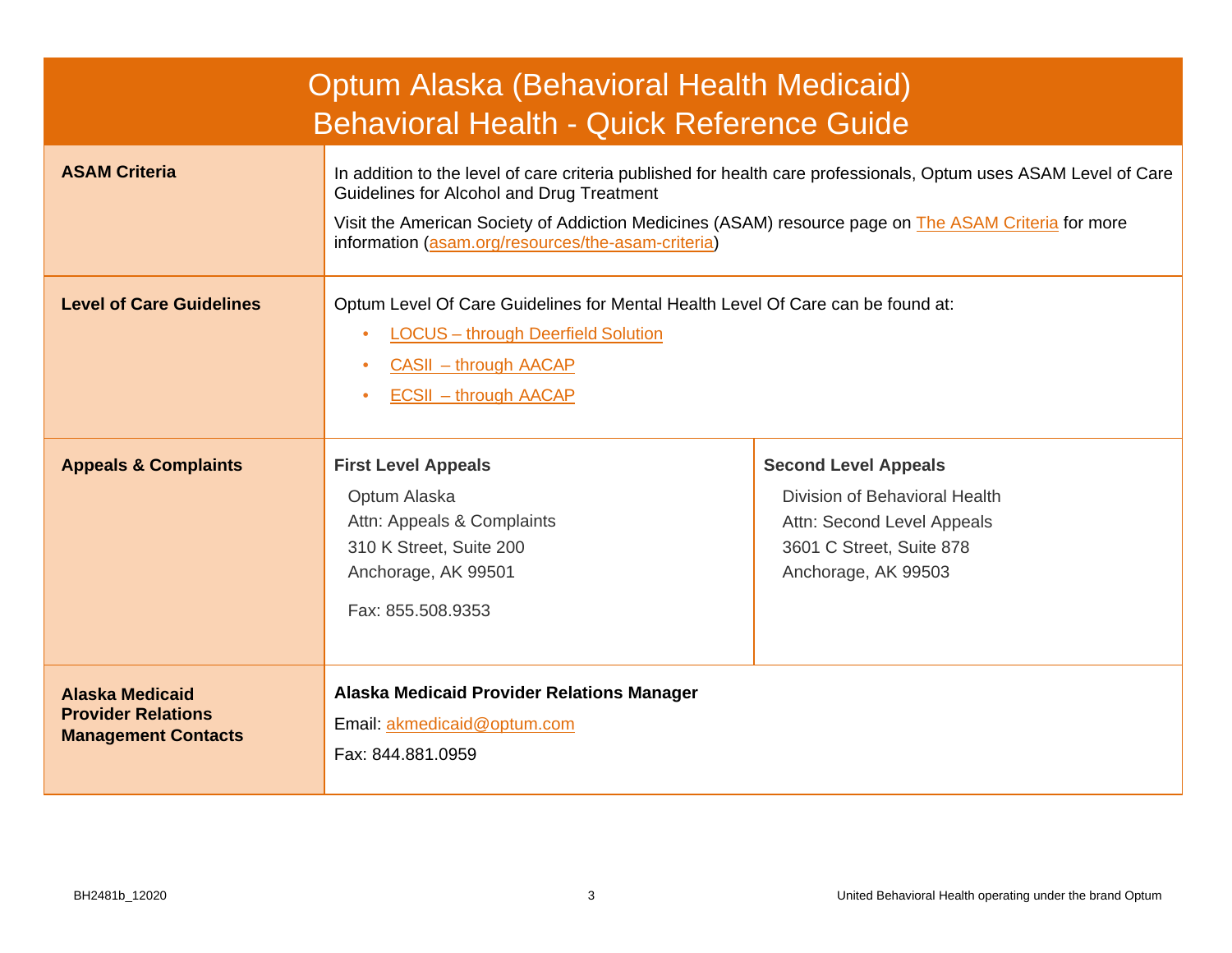# Optum Alaska (Behavioral Health Medicaid)
# Behavioral Health - Quick Reference Guide

| | |
|---|---|
| **ASAM Criteria** | In addition to the level of care criteria published for health care professionals, Optum uses ASAM Level of Care Guidelines for Alcohol and Drug Treatment<br><br>Visit the American Society of Addiction Medicines (ASAM) resource page on The ASAM Criteria for more information (asam.org/resources/the-asam-criteria) |
| **Level of Care Guidelines** | Optum Level Of Care Guidelines for Mental Health Level Of Care can be found at:<br>• LOCUS – through Deerfield Solution<br>• CASII – through AACAP<br>• ECSII – through AACAP |
| **Appeals & Complaints** | **First Level Appeals**<br>Optum Alaska<br>Attn: Appeals & Complaints<br>310 K Street, Suite 200<br>Anchorage, AK 99501<br>Fax: 855.508.9353<br><br>**Second Level Appeals**<br>Division of Behavioral Health<br>Attn: Second Level Appeals<br>3601 C Street, Suite 878<br>Anchorage, AK 99503 |
| **Alaska Medicaid Provider Relations Management Contacts** | **Alaska Medicaid Provider Relations Manager**<br>Email: akmedicaid@optum.com<br>Fax: 844.881.0959 |

BH2481b_12020

United Behavioral Health operating under the brand Optum